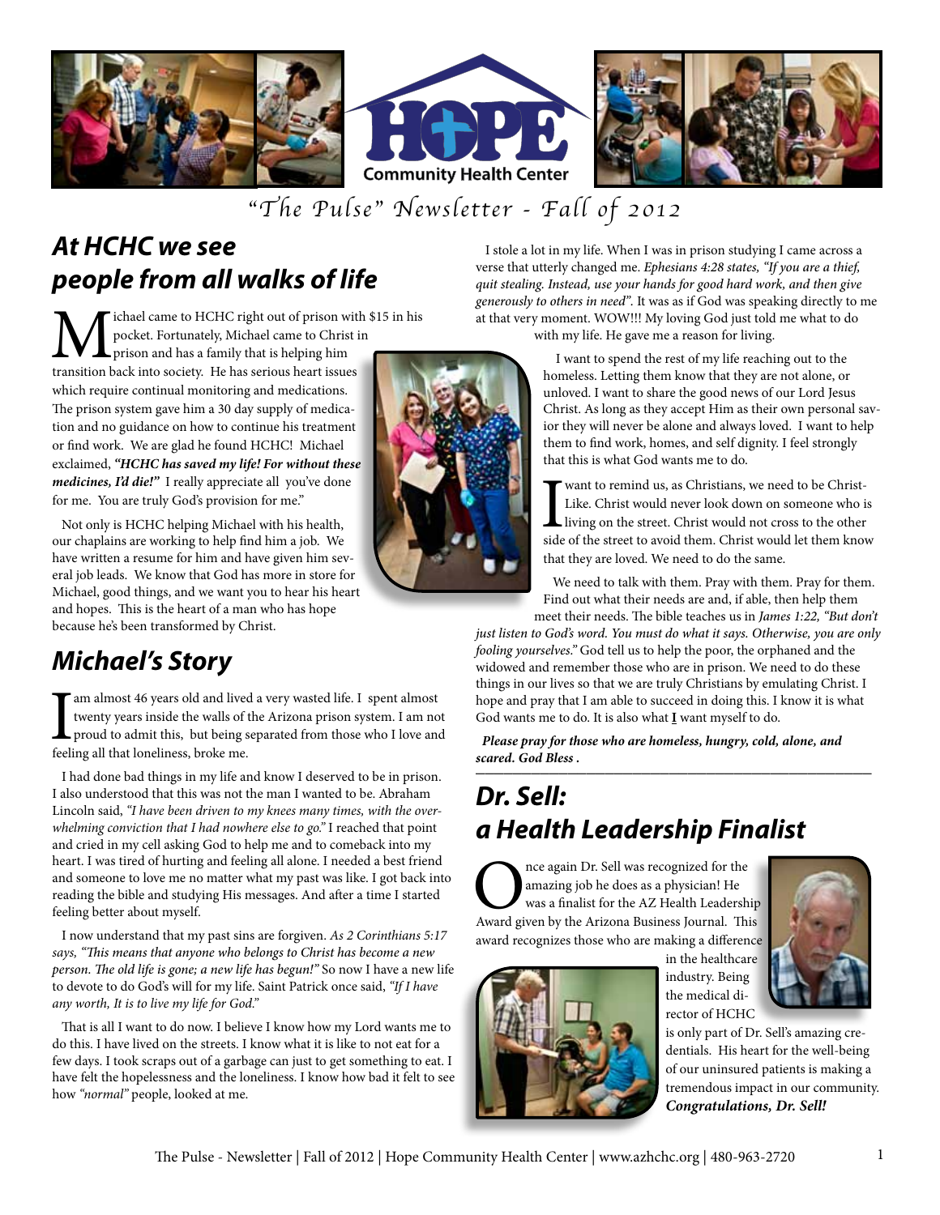# HOPE Community Health Center

*"The Pulse" Newsletter - Fall of 2012*

## At HCHC we see people from all walks of life

Michael came to HCHC right out of prison with $15 in his pocket. Fortunately, Michael came to Christ in prison and has a family that is helping him transition back into society. He has serious heart issues which require continual monitoring and medications. The prison system gave him a 30 day supply of medication and no guidance on how to continue his treatment or find work. We are glad he found HCHC! Michael exclaimed, ***"HCHC has saved my life! For without these medicines, I'd die!"*** I really appreciate all you've done for me. You are truly God's provision for me."

Not only is HCHC helping Michael with his health, our chaplains are working to help find him a job. We have written a resume for him and have given him several job leads. We know that God has more in store for Michael, good things, and we want you to hear his heart and hopes. This is the heart of a man who has hope because he's been transformed by Christ.

## Michael's Story

I am almost 46 years old and lived a very wasted life. I spent almost twenty years inside the walls of the Arizona prison system. I am not proud to admit this, but being separated from those who I love and feeling all that loneliness, broke me.

I had done bad things in my life and know I deserved to be in prison. I also understood that this was not the man I wanted to be. Abraham Lincoln said, *"I have been driven to my knees many times, with the overwhelming conviction that I had nowhere else to go."* I reached that point and cried in my cell asking God to help me and to comeback into my heart. I was tired of hurting and feeling all alone. I needed a best friend and someone to love me no matter what my past was like. I got back into reading the bible and studying His messages. And after a time I started feeling better about myself.

I now understand that my past sins are forgiven. *As 2 Corinthians 5:17 says, "This means that anyone who belongs to Christ has become a new person. The old life is gone; a new life has begun!"* So now I have a new life to devote to do God's will for my life. Saint Patrick once said, *"If I have any worth, It is to live my life for God."*

That is all I want to do now. I believe I know how my Lord wants me to do this. I have lived on the streets. I know what it is like to not eat for a few days. I took scraps out of a garbage can just to get something to eat. I have felt the hopelessness and the loneliness. I know how bad it felt to see how *"normal"* people, looked at me.

I stole a lot in my life. When I was in prison studying I came across a verse that utterly changed me. *Ephesians 4:28 states, "If you are a thief, quit stealing. Instead, use your hands for good hard work, and then give generously to others in need".* It was as if God was speaking directly to me at that very moment. WOW!!! My loving God just told me what to do with my life. He gave me a reason for living.

I want to spend the rest of my life reaching out to the homeless. Letting them know that they are not alone, or unloved. I want to share the good news of our Lord Jesus Christ. As long as they accept Him as their own personal savior they will never be alone and always loved. I want to help them to find work, homes, and self dignity. I feel strongly that this is what God wants me to do.

I want to remind us, as Christians, we need to be Christ-Like. Christ would never look down on someone who is living on the street. Christ would not cross to the other side of the street to avoid them. Christ would let them know that they are loved. We need to do the same.

We need to talk with them. Pray with them. Pray for them. Find out what their needs are and, if able, then help them meet their needs. The bible teaches us in *James 1:22, "But don't just listen to God's word. You must do what it says. Otherwise, you are only fooling yourselves."* God tell us to help the poor, the orphaned and the widowed and remember those who are in prison. We need to do these things in our lives so that we are truly Christians by emulating Christ. I hope and pray that I am able to succeed in doing this. I know it is what God wants me to do. It is also what **I** want myself to do.

***Please pray for those who are homeless, hungry, cold, alone, and scared. God Bless .***

---

## Dr. Sell: a Health Leadership Finalist

Once again Dr. Sell was recognized for the amazing job he does as a physician! He was a finalist for the AZ Health Leadership Award given by the Arizona Business Journal. This award recognizes those who are making a difference in the healthcare industry. Being the medical director of HCHC is only part of Dr. Sell's amazing credentials. His heart for the well-being of our uninsured patients is making a tremendous impact in our community. ***Congratulations, Dr. Sell!***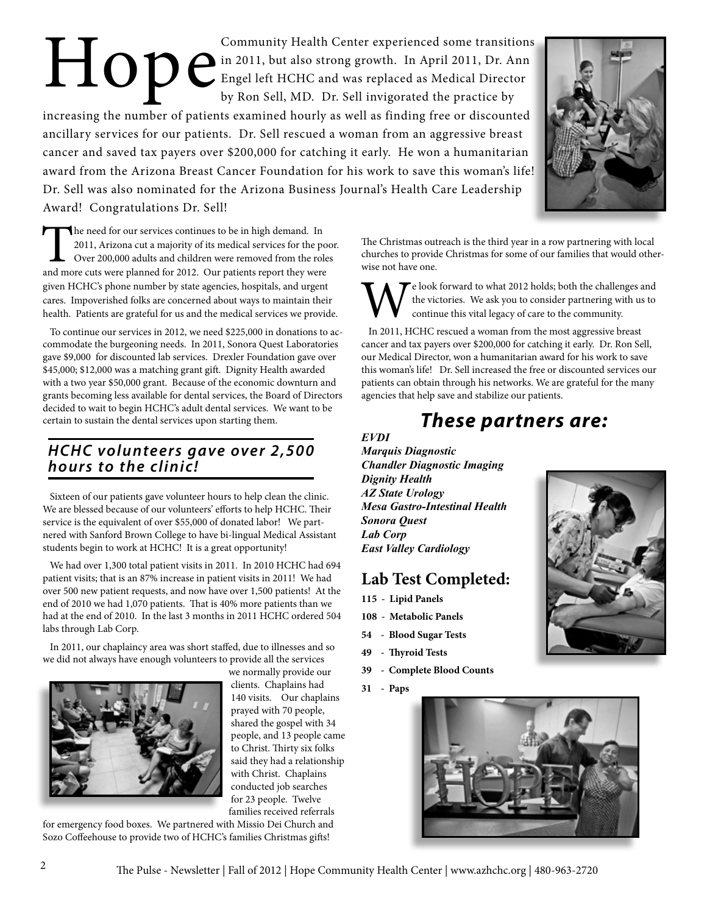Hope Community Health Center experienced some transitions in 2011, but also strong growth. In April 2011, Dr. Ann Engel left HCHC and was replaced as Medical Director by Ron Sell, MD. Dr. Sell invigorated the practice by increasing the number of patients examined hourly as well as finding free or discounted ancillary services for our patients. Dr. Sell rescued a woman from an aggressive breast cancer and saved tax payers over $200,000 for catching it early. He won a humanitarian award from the Arizona Breast Cancer Foundation for his work to save this woman's life! Dr. Sell was also nominated for the Arizona Business Journal's Health Care Leadership Award! Congratulations Dr. Sell!

The need for our services continues to be in high demand. In 2011, Arizona cut a majority of its medical services for the poor. Over 200,000 adults and children were removed from the roles and more cuts were planned for 2012. Our patients report they were given HCHC's phone number by state agencies, hospitals, and urgent cares. Impoverished folks are concerned about ways to maintain their health. Patients are grateful for us and the medical services we provide.

To continue our services in 2012, we need $225,000 in donations to accommodate the burgeoning needs. In 2011, Sonora Quest Laboratories gave $9,000 for discounted lab services. Drexler Foundation gave over $45,000; $12,000 was a matching grant gift. Dignity Health awarded with a two year $50,000 grant. Because of the economic downturn and grants becoming less available for dental services, the Board of Directors decided to wait to begin HCHC's adult dental services. We want to be certain to sustain the dental services upon starting them.

## *HCHC volunteers gave over 2,500 hours to the clinic!*

Sixteen of our patients gave volunteer hours to help clean the clinic. We are blessed because of our volunteers' efforts to help HCHC. Their service is the equivalent of over $55,000 of donated labor! We partnered with Sanford Brown College to have bi-lingual Medical Assistant students begin to work at HCHC! It is a great opportunity!

We had over 1,300 total patient visits in 2011. In 2010 HCHC had 694 patient visits; that is an 87% increase in patient visits in 2011! We had over 500 new patient requests, and now have over 1,500 patients! At the end of 2010 we had 1,070 patients. That is 40% more patients than we had at the end of 2010. In the last 3 months in 2011 HCHC ordered 504 labs through Lab Corp.

In 2011, our chaplaincy area was short staffed, due to illnesses and so we did not always have enough volunteers to provide all the services we normally provide our clients. Chaplains had 140 visits. Our chaplains prayed with 70 people, shared the gospel with 34 people, and 13 people came to Christ. Thirty six folks said they had a relationship with Christ. Chaplains conducted job searches for 23 people. Twelve families received referrals for emergency food boxes. We partnered with Missio Dei Church and Sozo Coffeehouse to provide two of HCHC's families Christmas gifts!

The Christmas outreach is the third year in a row partnering with local churches to provide Christmas for some of our families that would otherwise not have one.

We look forward to what 2012 holds; both the challenges and the victories. We ask you to consider partnering with us to continue this vital legacy of care to the community.

In 2011, HCHC rescued a woman from the most aggressive breast cancer and tax payers over $200,000 for catching it early. Dr. Ron Sell, our Medical Director, won a humanitarian award for his work to save this woman's life! Dr. Sell increased the free or discounted services our patients can obtain through his networks. We are grateful for the many agencies that help save and stabilize our patients.

## *These partners are:*

***EVDI***
***Marquis Diagnostic***
***Chandler Diagnostic Imaging***
***Dignity Health***
***AZ State Urology***
***Mesa Gastro-Intestinal Health***
***Sonora Quest***
***Lab Corp***
***East Valley Cardiology***

## Lab Test Completed:

- **115 - Lipid Panels**
- **108 - Metabolic Panels**
- **54 - Blood Sugar Tests**
- **49 - Thyroid Tests**
- **39 - Complete Blood Counts**
- **31 - Paps**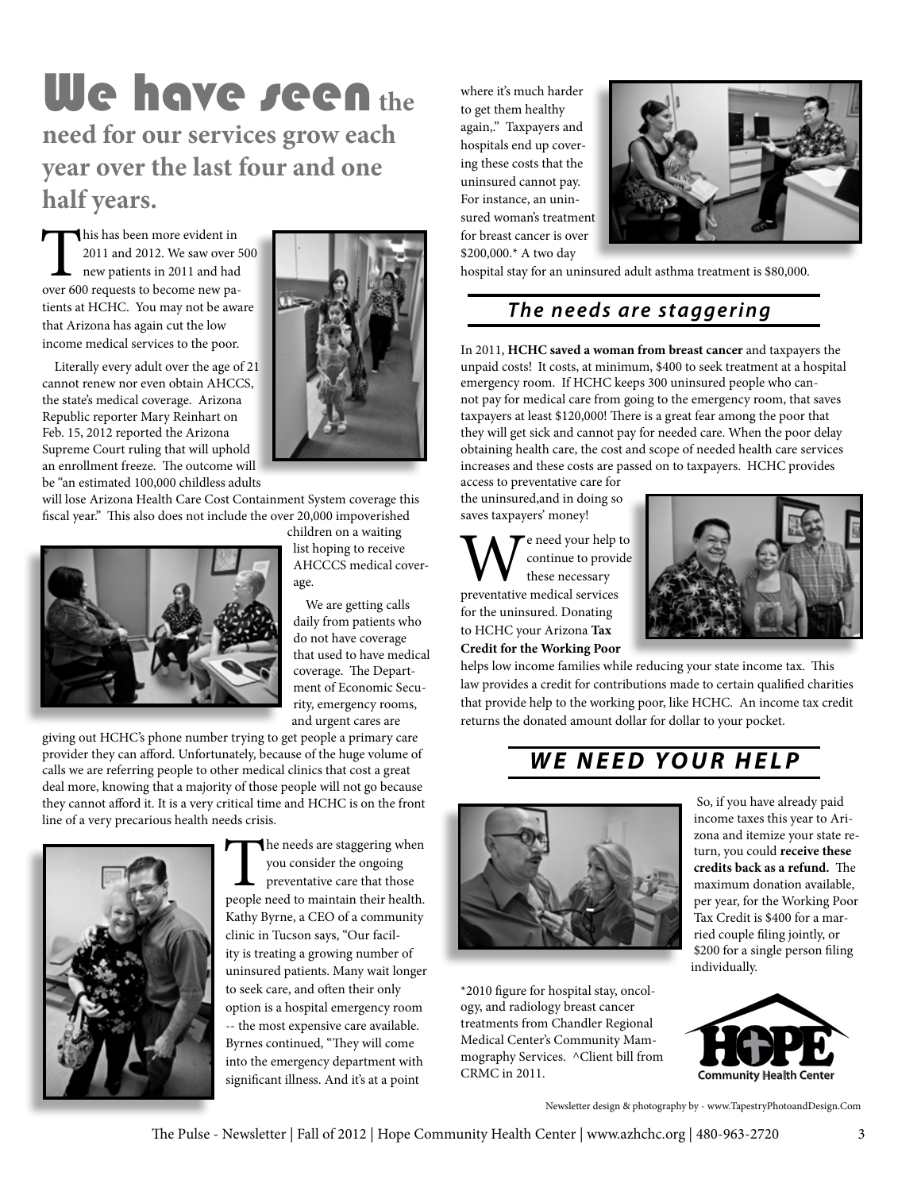# We have seen the need for our services grow each year over the last four and one half years.

This has been more evident in 2011 and 2012. We saw over 500 new patients in 2011 and had over 600 requests to become new patients at HCHC. You may not be aware that Arizona has again cut the low income medical services to the poor.

Literally every adult over the age of 21 cannot renew nor even obtain AHCCS, the state's medical coverage. Arizona Republic reporter Mary Reinhart on Feb. 15, 2012 reported the Arizona Supreme Court ruling that will uphold an enrollment freeze. The outcome will be "an estimated 100,000 childless adults will lose Arizona Health Care Cost Containment System coverage this fiscal year." This also does not include the over 20,000 impoverished children on a waiting list hoping to receive AHCCCS medical coverage.

We are getting calls daily from patients who do not have coverage that used to have medical coverage. The Department of Economic Security, emergency rooms, and urgent cares are giving out HCHC's phone number trying to get people a primary care provider they can afford. Unfortunately, because of the huge volume of calls we are referring people to other medical clinics that cost a great deal more, knowing that a majority of those people will not go because they cannot afford it. It is a very critical time and HCHC is on the front line of a very precarious health needs crisis.

The needs are staggering when you consider the ongoing preventative care that those people need to maintain their health. Kathy Byrne, a CEO of a community clinic in Tucson says, "Our facility is treating a growing number of uninsured patients. Many wait longer to seek care, and often their only option is a hospital emergency room -- the most expensive care available. Byrnes continued, "They will come into the emergency department with significant illness. And it's at a point where it's much harder to get them healthy again,." Taxpayers and hospitals end up covering these costs that the uninsured cannot pay. For instance, an uninsured woman's treatment for breast cancer is over \$200,000.* A two day hospital stay for an uninsured adult asthma treatment is \$80,000.

## *The needs are staggering*

In 2011, **HCHC saved a woman from breast cancer** and taxpayers the unpaid costs! It costs, at minimum, \$400 to seek treatment at a hospital emergency room. If HCHC keeps 300 uninsured people who cannot pay for medical care from going to the emergency room, that saves taxpayers at least \$120,000! There is a great fear among the poor that they will get sick and cannot pay for needed care. When the poor delay obtaining health care, the cost and scope of needed health care services increases and these costs are passed on to taxpayers. HCHC provides access to preventative care for the uninsured,and in doing so saves taxpayers' money!

We need your help to continue to provide these necessary preventative medical services for the uninsured. Donating to HCHC your Arizona **Tax Credit for the Working Poor** helps low income families while reducing your state income tax. This law provides a credit for contributions made to certain qualified charities that provide help to the working poor, like HCHC. An income tax credit returns the donated amount dollar for dollar to your pocket.

## *WE NEED YOUR HELP*

So, if you have already paid income taxes this year to Arizona and itemize your state return, you could **receive these credits back as a refund.** The maximum donation available, per year, for the Working Poor Tax Credit is \$400 for a married couple filing jointly, or \$200 for a single person filing individually.

\*2010 figure for hospital stay, oncology, and radiology breast cancer treatments from Chandler Regional Medical Center's Community Mammography Services. ^Client bill from CRMC in 2011.

HOPE Community Health Center

Newsletter design & photography by - www.TapestryPhotoandDesign.Com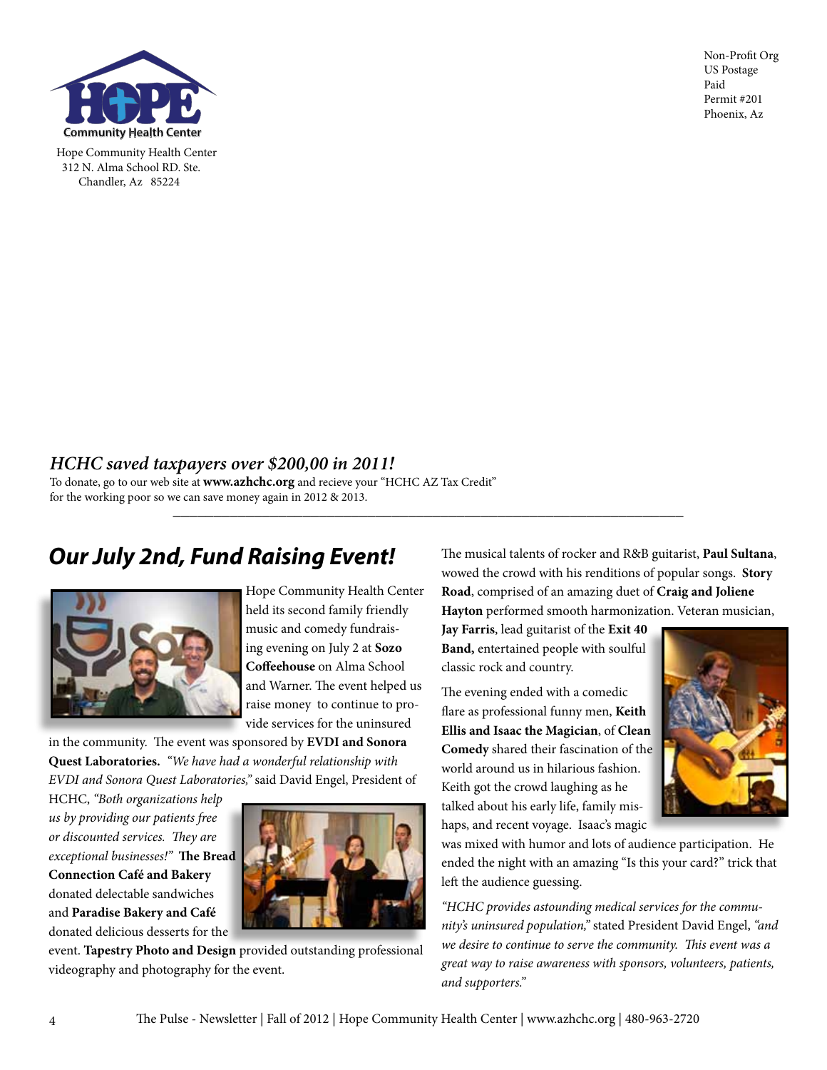Hope Community Health Center
312 N. Alma School RD. Ste.
Chandler, Az 85224

Non-Profit Org
US Postage
Paid
Permit #201
Phoenix, Az

### *HCHC saved taxpayers over $200,00 in 2011!*

To donate, go to our web site at **www.azhchc.org** and recieve your "HCHC AZ Tax Credit" for the working poor so we can save money again in 2012 & 2013.

---

## *Our July 2nd, Fund Raising Event!*

Hope Community Health Center held its second family friendly music and comedy fundraising evening on July 2 at **Sozo Coffeehouse** on Alma School and Warner. The event helped us raise money to continue to provide services for the uninsured in the community. The event was sponsored by **EVDI and Sonora Quest Laboratories.** *"We have had a wonderful relationship with EVDI and Sonora Quest Laboratories,"* said David Engel, President of HCHC, *"Both organizations help us by providing our patients free or discounted services. They are exceptional businesses!"* **The Bread Connection Café and Bakery** donated delectable sandwiches and **Paradise Bakery and Café** donated delicious desserts for the event. **Tapestry Photo and Design** provided outstanding professional videography and photography for the event.

The musical talents of rocker and R&B guitarist, **Paul Sultana**, wowed the crowd with his renditions of popular songs. **Story Road**, comprised of an amazing duet of **Craig and Joliene Hayton** performed smooth harmonization. Veteran musician, **Jay Farris**, lead guitarist of the **Exit 40 Band,** entertained people with soulful classic rock and country.

The evening ended with a comedic flare as professional funny men, **Keith Ellis and Isaac the Magician**, of **Clean Comedy** shared their fascination of the world around us in hilarious fashion. Keith got the crowd laughing as he talked about his early life, family mishaps, and recent voyage. Isaac's magic was mixed with humor and lots of audience participation. He ended the night with an amazing "Is this your card?" trick that left the audience guessing.

*"HCHC provides astounding medical services for the community's uninsured population,"* stated President David Engel, *"and we desire to continue to serve the community. This event was a great way to raise awareness with sponsors, volunteers, patients, and supporters."*